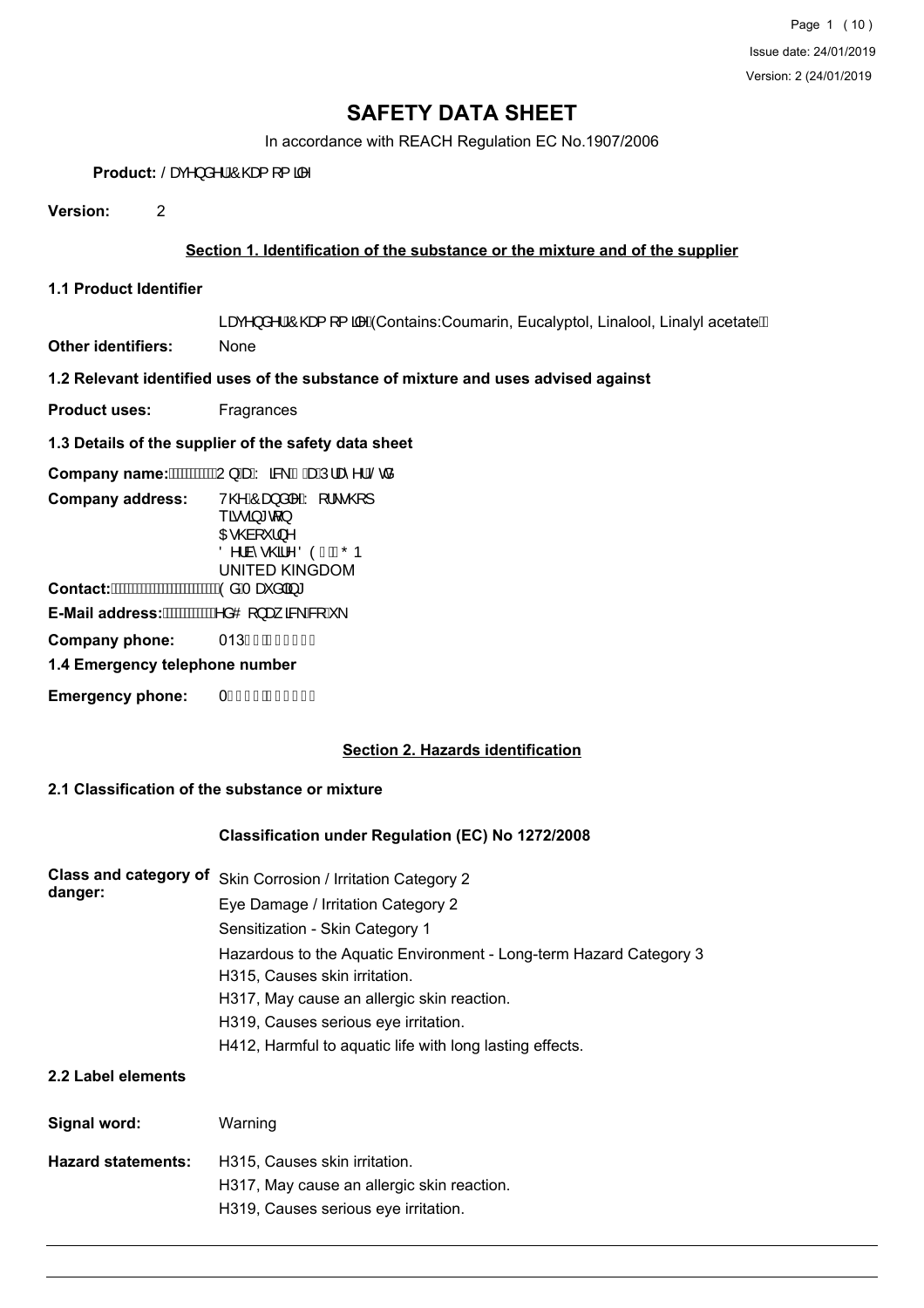# SAFETY DATA SHEET

In accordance with REACH Regulation EC No.1907/2006

**Product:** / DYHQGHU&KDPRPLOH

**Version:** 2

## Section 1. Identification of the substance or the mixture and of the supplier

### 1.1 Product Identifier

LDYHQGHU&KDPRPLOH (Contains:Coumarin, Eucalyptol, Linalool, Linalyl acetate)

**Other identifiers:** None

### 1.2 Relevant identified uses of the substance of mixture and uses advised against

**Product uses:** Fragrances

### 1.3 Details of the supplier of the safety data sheet

**Company name:** 2QID:LFN DQ3UD\HU/WG

**Company address:**
7KH&DQGOH:RUNKRS
TLVLQJWRQ
$VKERXUQH
'HUE\VKLUH'( * 1
UNITED KINGDOM

**Contact:** (G0DUGOLQJ

**E-Mail address:** HG#RQDZLFNFRXN

**Company phone:** 013

### 1.4 Emergency telephone number

**Emergency phone:** 0

## Section 2. Hazards identification

### 2.1 Classification of the substance or mixture

**Classification under Regulation (EC) No 1272/2008**

**Class and category of danger:**
Skin Corrosion / Irritation Category 2
Eye Damage / Irritation Category 2
Sensitization - Skin Category 1
Hazardous to the Aquatic Environment - Long-term Hazard Category 3
H315, Causes skin irritation.
H317, May cause an allergic skin reaction.
H319, Causes serious eye irritation.
H412, Harmful to aquatic life with long lasting effects.

### 2.2 Label elements

**Signal word:** Warning

**Hazard statements:**
H315, Causes skin irritation.
H317, May cause an allergic skin reaction.
H319, Causes serious eye irritation.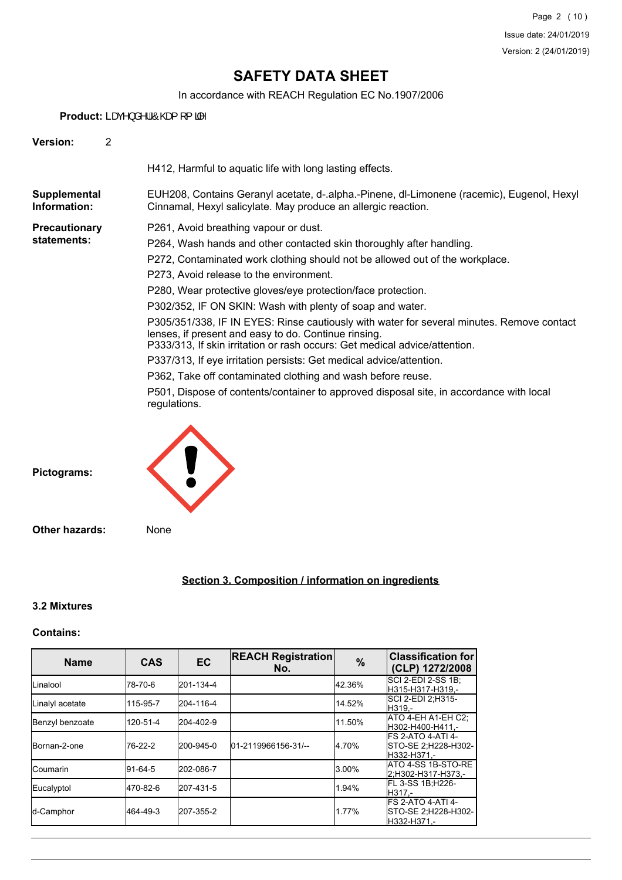# SAFETY DATA SHEET

In accordance with REACH Regulation EC No.1907/2006

**Product:** LDYHQGHU&KDPRPLOH

**Version:** 2

H412, Harmful to aquatic life with long lasting effects.

**Supplemental Information:** EUH208, Contains Geranyl acetate, d-.alpha.-Pinene, dl-Limonene (racemic), Eugenol, Hexyl Cinnamal, Hexyl salicylate. May produce an allergic reaction.

**Precautionary statements:**

P261, Avoid breathing vapour or dust.

P264, Wash hands and other contacted skin thoroughly after handling.

P272, Contaminated work clothing should not be allowed out of the workplace.

P273, Avoid release to the environment.

P280, Wear protective gloves/eye protection/face protection.

P302/352, IF ON SKIN: Wash with plenty of soap and water.

P305/351/338, IF IN EYES: Rinse cautiously with water for several minutes. Remove contact lenses, if present and easy to do. Continue rinsing.
P333/313, If skin irritation or rash occurs: Get medical advice/attention.

P337/313, If eye irritation persists: Get medical advice/attention.

P362, Take off contaminated clothing and wash before reuse.

P501, Dispose of contents/container to approved disposal site, in accordance with local regulations.

**Pictograms:**

**Other hazards:** None

## Section 3. Composition / information on ingredients

### 3.2 Mixtures

**Contains:**

| Name | CAS | EC | REACH Registration No. | % | Classification for (CLP) 1272/2008 |
|---|---|---|---|---|---|
| Linalool | 78-70-6 | 201-134-4 | | 42.36% | SCI 2-EDI 2-SS 1B;H315-H317-H319,- |
| Linalyl acetate | 115-95-7 | 204-116-4 | | 14.52% | SCI 2-EDI 2;H315-H319,- |
| Benzyl benzoate | 120-51-4 | 204-402-9 | | 11.50% | ATO 4-EH A1-EH C2;H302-H400-H411,- |
| Bornan-2-one | 76-22-2 | 200-945-0 | 01-2119966156-31/-- | 4.70% | FS 2-ATO 4-ATI 4-STO-SE 2;H228-H302-H332-H371,- |
| Coumarin | 91-64-5 | 202-086-7 | | 3.00% | ATO 4-SS 1B-STO-RE 2;H302-H317-H373,- |
| Eucalyptol | 470-82-6 | 207-431-5 | | 1.94% | FL 3-SS 1B;H226-H317,- |
| d-Camphor | 464-49-3 | 207-355-2 | | 1.77% | FS 2-ATO 4-ATI 4-STO-SE 2;H228-H302-H332-H371,- |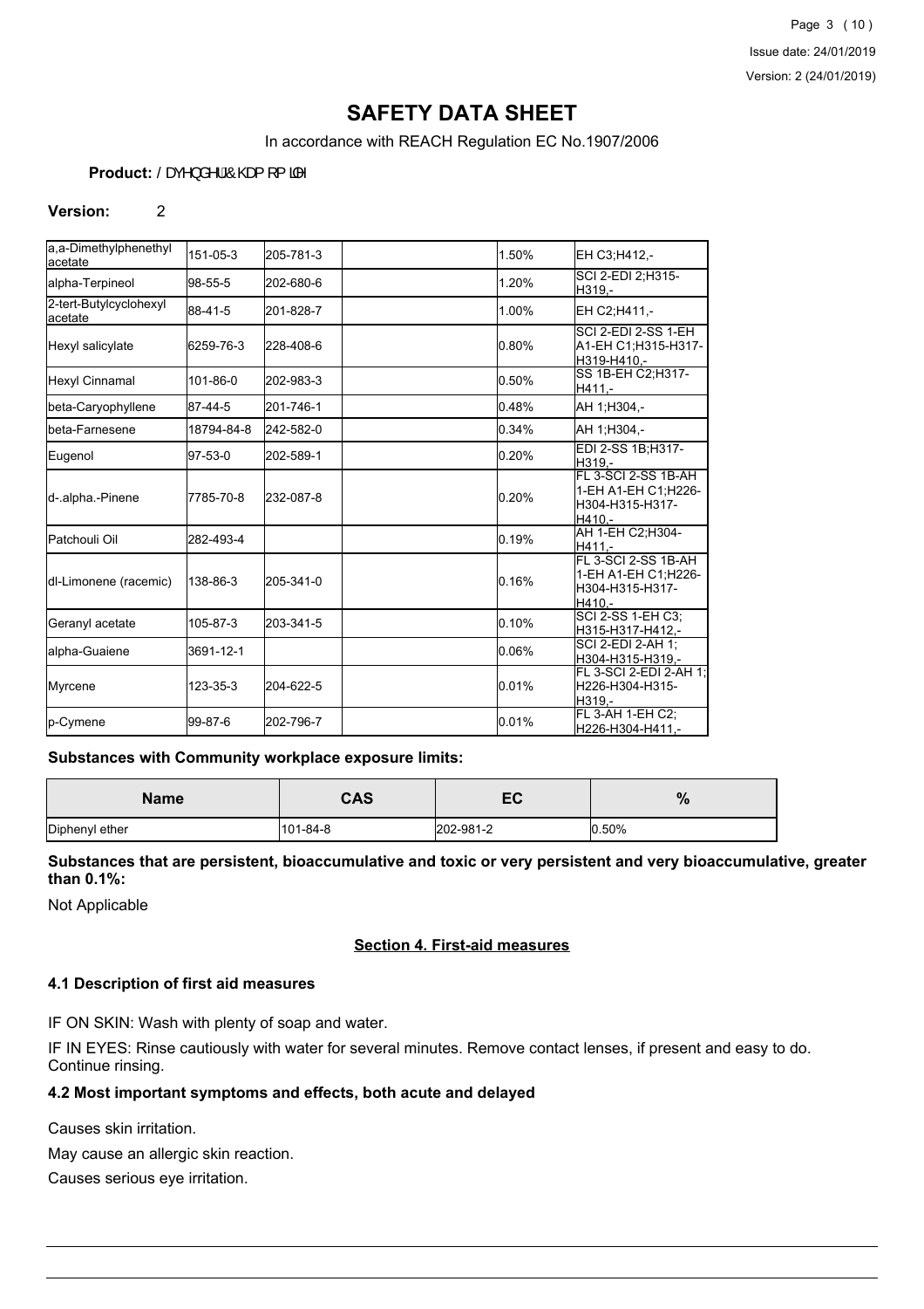# SAFETY DATA SHEET

In accordance with REACH Regulation EC No.1907/2006

**Product:** / DYHQGHU&KDP RP LOH

**Version:** 2

| | | | | | |
|---|---|---|---|---|---|
| a,a-Dimethylphenethyl acetate | 151-05-3 | 205-781-3 | | 1.50% | EH C3;H412,- |
| alpha-Terpineol | 98-55-5 | 202-680-6 | | 1.20% | SCI 2-EDI 2;H315-H319,- |
| 2-tert-Butylcyclohexyl acetate | 88-41-5 | 201-828-7 | | 1.00% | EH C2;H411,- |
| Hexyl salicylate | 6259-76-3 | 228-408-6 | | 0.80% | SCI 2-EDI 2-SS 1-EH A1-EH C1;H315-H317-H319-H410,- |
| Hexyl Cinnamal | 101-86-0 | 202-983-3 | | 0.50% | SS 1B-EH C2;H317-H411,- |
| beta-Caryophyllene | 87-44-5 | 201-746-1 | | 0.48% | AH 1;H304,- |
| beta-Farnesene | 18794-84-8 | 242-582-0 | | 0.34% | AH 1;H304,- |
| Eugenol | 97-53-0 | 202-589-1 | | 0.20% | EDI 2-SS 1B;H317-H319,- |
| d-.alpha.-Pinene | 7785-70-8 | 232-087-8 | | 0.20% | FL 3-SCI 2-SS 1B-AH 1-EH A1-EH C1;H226-H304-H315-H317-H410,- |
| Patchouli Oil | 282-493-4 | | | 0.19% | AH 1-EH C2;H304-H411,- |
| dl-Limonene (racemic) | 138-86-3 | 205-341-0 | | 0.16% | FL 3-SCI 2-SS 1B-AH 1-EH A1-EH C1;H226-H304-H315-H317-H410,- |
| Geranyl acetate | 105-87-3 | 203-341-5 | | 0.10% | SCI 2-SS 1-EH C3;H315-H317-H412,- |
| alpha-Guaiene | 3691-12-1 | | | 0.06% | SCI 2-EDI 2-AH 1;H304-H315-H319,- |
| Myrcene | 123-35-3 | 204-622-5 | | 0.01% | FL 3-SCI 2-EDI 2-AH 1;H226-H304-H315-H319,- |
| p-Cymene | 99-87-6 | 202-796-7 | | 0.01% | FL 3-AH 1-EH C2;H226-H304-H411,- |

**Substances with Community workplace exposure limits:**

| Name | CAS | EC | % |
|---|---|---|---|
| Diphenyl ether | 101-84-8 | 202-981-2 | 0.50% |

**Substances that are persistent, bioaccumulative and toxic or very persistent and very bioaccumulative, greater than 0.1%:**

Not Applicable

## Section 4. First-aid measures

### 4.1 Description of first aid measures

IF ON SKIN: Wash with plenty of soap and water.

IF IN EYES: Rinse cautiously with water for several minutes. Remove contact lenses, if present and easy to do. Continue rinsing.

### 4.2 Most important symptoms and effects, both acute and delayed

Causes skin irritation.

May cause an allergic skin reaction.

Causes serious eye irritation.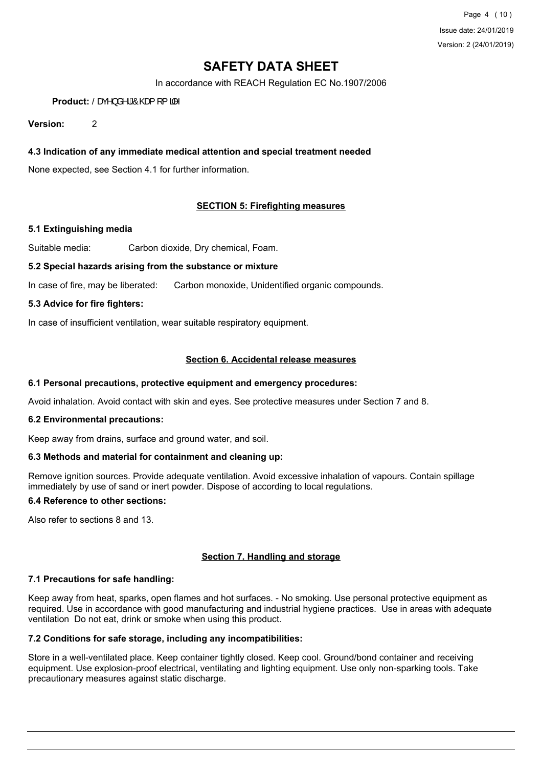### 4.3 Indication of any immediate medical attention and special treatment needed

None expected, see Section 4.1 for further information.

## SECTION 5: Firefighting measures

### 5.1 Extinguishing media

Suitable media: Carbon dioxide, Dry chemical, Foam.

### 5.2 Special hazards arising from the substance or mixture

In case of fire, may be liberated: Carbon monoxide, Unidentified organic compounds.

### 5.3 Advice for fire fighters:

In case of insufficient ventilation, wear suitable respiratory equipment.

## Section 6. Accidental release measures

### 6.1 Personal precautions, protective equipment and emergency procedures:

Avoid inhalation. Avoid contact with skin and eyes. See protective measures under Section 7 and 8.

### 6.2 Environmental precautions:

Keep away from drains, surface and ground water, and soil.

### 6.3 Methods and material for containment and cleaning up:

Remove ignition sources. Provide adequate ventilation. Avoid excessive inhalation of vapours. Contain spillage immediately by use of sand or inert powder. Dispose of according to local regulations.

### 6.4 Reference to other sections:

Also refer to sections 8 and 13.

## Section 7. Handling and storage

### 7.1 Precautions for safe handling:

Keep away from heat, sparks, open flames and hot surfaces. - No smoking. Use personal protective equipment as required. Use in accordance with good manufacturing and industrial hygiene practices. Use in areas with adequate ventilation Do not eat, drink or smoke when using this product.

### 7.2 Conditions for safe storage, including any incompatibilities:

Store in a well-ventilated place. Keep container tightly closed. Keep cool. Ground/bond container and receiving equipment. Use explosion-proof electrical, ventilating and lighting equipment. Use only non-sparking tools. Take precautionary measures against static discharge.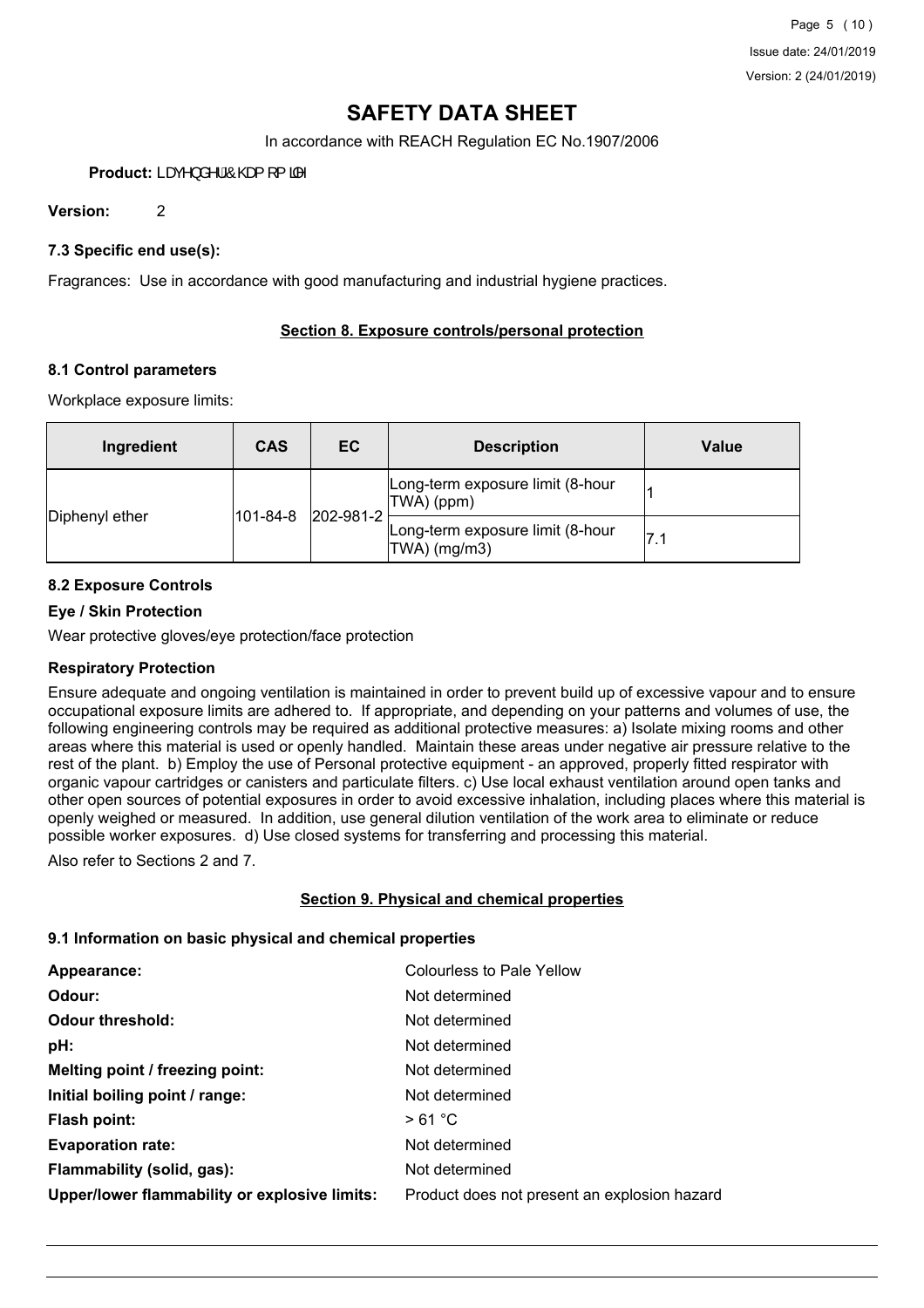# SAFETY DATA SHEET

In accordance with REACH Regulation EC No.1907/2006

**Product:** LDYHQGHU&KDPRPLOH

**Version:** 2

### 7.3 Specific end use(s):

Fragrances: Use in accordance with good manufacturing and industrial hygiene practices.

## Section 8. Exposure controls/personal protection

### 8.1 Control parameters

Workplace exposure limits:

| Ingredient | CAS | EC | Description | Value |
|---|---|---|---|---|
| Diphenyl ether | 101-84-8 | 202-981-2 | Long-term exposure limit (8-hour TWA) (ppm) | 1 |
| | | | Long-term exposure limit (8-hour TWA) (mg/m3) | 7.1 |

### 8.2 Exposure Controls

**Eye / Skin Protection**

Wear protective gloves/eye protection/face protection

**Respiratory Protection**

Ensure adequate and ongoing ventilation is maintained in order to prevent build up of excessive vapour and to ensure occupational exposure limits are adhered to. If appropriate, and depending on your patterns and volumes of use, the following engineering controls may be required as additional protective measures: a) Isolate mixing rooms and other areas where this material is used or openly handled. Maintain these areas under negative air pressure relative to the rest of the plant. b) Employ the use of Personal protective equipment - an approved, properly fitted respirator with organic vapour cartridges or canisters and particulate filters. c) Use local exhaust ventilation around open tanks and other open sources of potential exposures in order to avoid excessive inhalation, including places where this material is openly weighed or measured. In addition, use general dilution ventilation of the work area to eliminate or reduce possible worker exposures. d) Use closed systems for transferring and processing this material.

Also refer to Sections 2 and 7.

## Section 9. Physical and chemical properties

### 9.1 Information on basic physical and chemical properties

| | |
|---|---|
| **Appearance:** | Colourless to Pale Yellow |
| **Odour:** | Not determined |
| **Odour threshold:** | Not determined |
| **pH:** | Not determined |
| **Melting point / freezing point:** | Not determined |
| **Initial boiling point / range:** | Not determined |
| **Flash point:** | > 61 °C |
| **Evaporation rate:** | Not determined |
| **Flammability (solid, gas):** | Not determined |
| **Upper/lower flammability or explosive limits:** | Product does not present an explosion hazard |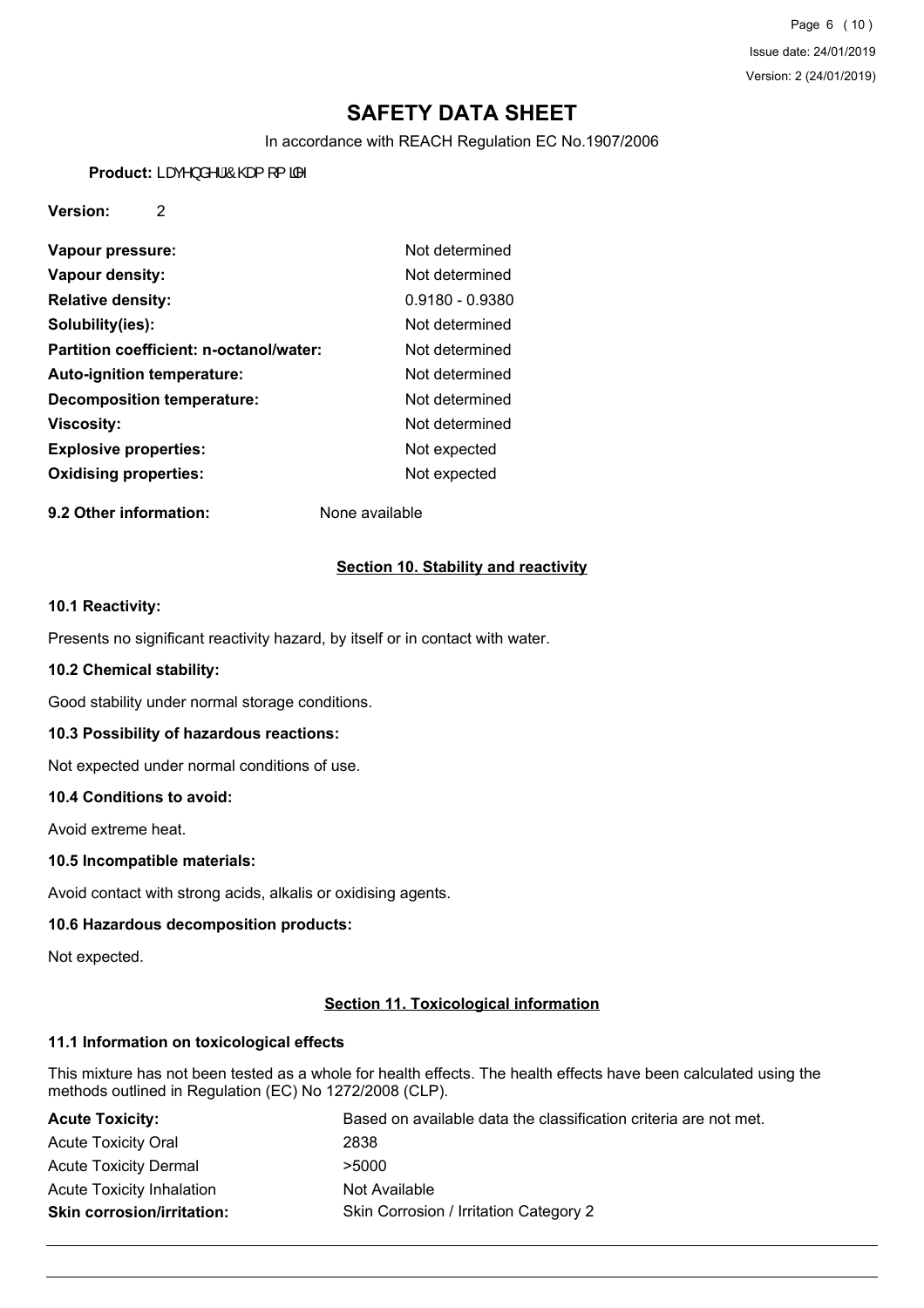# SAFETY DATA SHEET

In accordance with REACH Regulation EC No.1907/2006

**Product:** LDYHQGHU& KDP RP LOH

**Version:** 2

| | |
|---|---|
| **Vapour pressure:** | Not determined |
| **Vapour density:** | Not determined |
| **Relative density:** | 0.9180 - 0.9380 |
| **Solubility(ies):** | Not determined |
| **Partition coefficient: n-octanol/water:** | Not determined |
| **Auto-ignition temperature:** | Not determined |
| **Decomposition temperature:** | Not determined |
| **Viscosity:** | Not determined |
| **Explosive properties:** | Not expected |
| **Oxidising properties:** | Not expected |

**9.2 Other information:** None available

## Section 10. Stability and reactivity

### 10.1 Reactivity:

Presents no significant reactivity hazard, by itself or in contact with water.

### 10.2 Chemical stability:

Good stability under normal storage conditions.

### 10.3 Possibility of hazardous reactions:

Not expected under normal conditions of use.

### 10.4 Conditions to avoid:

Avoid extreme heat.

### 10.5 Incompatible materials:

Avoid contact with strong acids, alkalis or oxidising agents.

### 10.6 Hazardous decomposition products:

Not expected.

## Section 11. Toxicological information

### 11.1 Information on toxicological effects

This mixture has not been tested as a whole for health effects. The health effects have been calculated using the methods outlined in Regulation (EC) No 1272/2008 (CLP).

| | |
|---|---|
| **Acute Toxicity:** | Based on available data the classification criteria are not met. |
| Acute Toxicity Oral | 2838 |
| Acute Toxicity Dermal | >5000 |
| Acute Toxicity Inhalation | Not Available |
| **Skin corrosion/irritation:** | Skin Corrosion / Irritation Category 2 |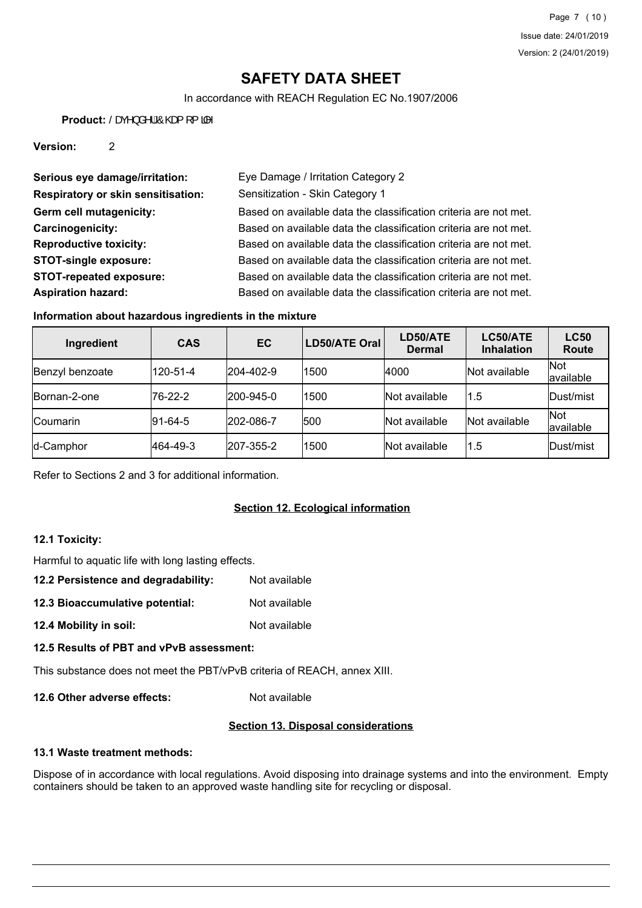# SAFETY DATA SHEET

In accordance with REACH Regulation EC No.1907/2006

**Product:** / DYHQGHU&KDPRPLOH

**Version:** 2

**Serious eye damage/irritation:** Eye Damage / Irritation Category 2

**Respiratory or skin sensitisation:** Sensitization - Skin Category 1

**Germ cell mutagenicity:** Based on available data the classification criteria are not met.

**Carcinogenicity:** Based on available data the classification criteria are not met.

**Reproductive toxicity:** Based on available data the classification criteria are not met.

**STOT-single exposure:** Based on available data the classification criteria are not met.

**STOT-repeated exposure:** Based on available data the classification criteria are not met.

**Aspiration hazard:** Based on available data the classification criteria are not met.

**Information about hazardous ingredients in the mixture**

| Ingredient | CAS | EC | LD50/ATE Oral | LD50/ATE Dermal | LC50/ATE Inhalation | LC50 Route |
|---|---|---|---|---|---|---|
| Benzyl benzoate | 120-51-4 | 204-402-9 | 1500 | 4000 | Not available | Not available |
| Bornan-2-one | 76-22-2 | 200-945-0 | 1500 | Not available | 1.5 | Dust/mist |
| Coumarin | 91-64-5 | 202-086-7 | 500 | Not available | Not available | Not available |
| d-Camphor | 464-49-3 | 207-355-2 | 1500 | Not available | 1.5 | Dust/mist |

Refer to Sections 2 and 3 for additional information.

## Section 12. Ecological information

**12.1 Toxicity:**

Harmful to aquatic life with long lasting effects.

**12.2 Persistence and degradability:** Not available

**12.3 Bioaccumulative potential:** Not available

**12.4 Mobility in soil:** Not available

**12.5 Results of PBT and vPvB assessment:**

This substance does not meet the PBT/vPvB criteria of REACH, annex XIII.

**12.6 Other adverse effects:** Not available

## Section 13. Disposal considerations

**13.1 Waste treatment methods:**

Dispose of in accordance with local regulations. Avoid disposing into drainage systems and into the environment. Empty containers should be taken to an approved waste handling site for recycling or disposal.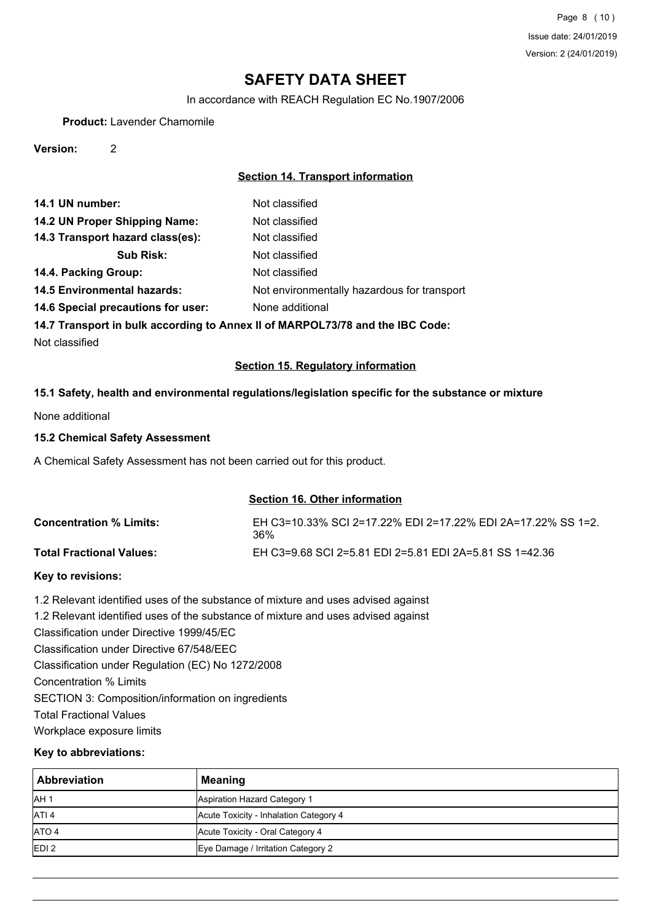# SAFETY DATA SHEET

In accordance with REACH Regulation EC No.1907/2006

**Product:** Lavender Chamomile

**Version:** 2

## Section 14. Transport information

**14.1 UN number:** Not classified

**14.2 UN Proper Shipping Name:** Not classified

**14.3 Transport hazard class(es):** Not classified

**Sub Risk:** Not classified

**14.4. Packing Group:** Not classified

**14.5 Environmental hazards:** Not environmentally hazardous for transport

**14.6 Special precautions for user:** None additional

**14.7 Transport in bulk according to Annex II of MARPOL73/78 and the IBC Code:**

Not classified

## Section 15. Regulatory information

### 15.1 Safety, health and environmental regulations/legislation specific for the substance or mixture

None additional

### 15.2 Chemical Safety Assessment

A Chemical Safety Assessment has not been carried out for this product.

## Section 16. Other information

**Concentration % Limits:** EH C3=10.33% SCI 2=17.22% EDI 2=17.22% EDI 2A=17.22% SS 1=2.36%

**Total Fractional Values:** EH C3=9.68 SCI 2=5.81 EDI 2=5.81 EDI 2A=5.81 SS 1=42.36

### Key to revisions:

1.2 Relevant identified uses of the substance of mixture and uses advised against

1.2 Relevant identified uses of the substance of mixture and uses advised against

Classification under Directive 1999/45/EC

Classification under Directive 67/548/EEC

Classification under Regulation (EC) No 1272/2008

Concentration % Limits

SECTION 3: Composition/information on ingredients

Total Fractional Values

Workplace exposure limits

### Key to abbreviations:

| Abbreviation | Meaning |
|---|---|
| AH 1 | Aspiration Hazard Category 1 |
| ATI 4 | Acute Toxicity - Inhalation Category 4 |
| ATO 4 | Acute Toxicity - Oral Category 4 |
| EDI 2 | Eye Damage / Irritation Category 2 |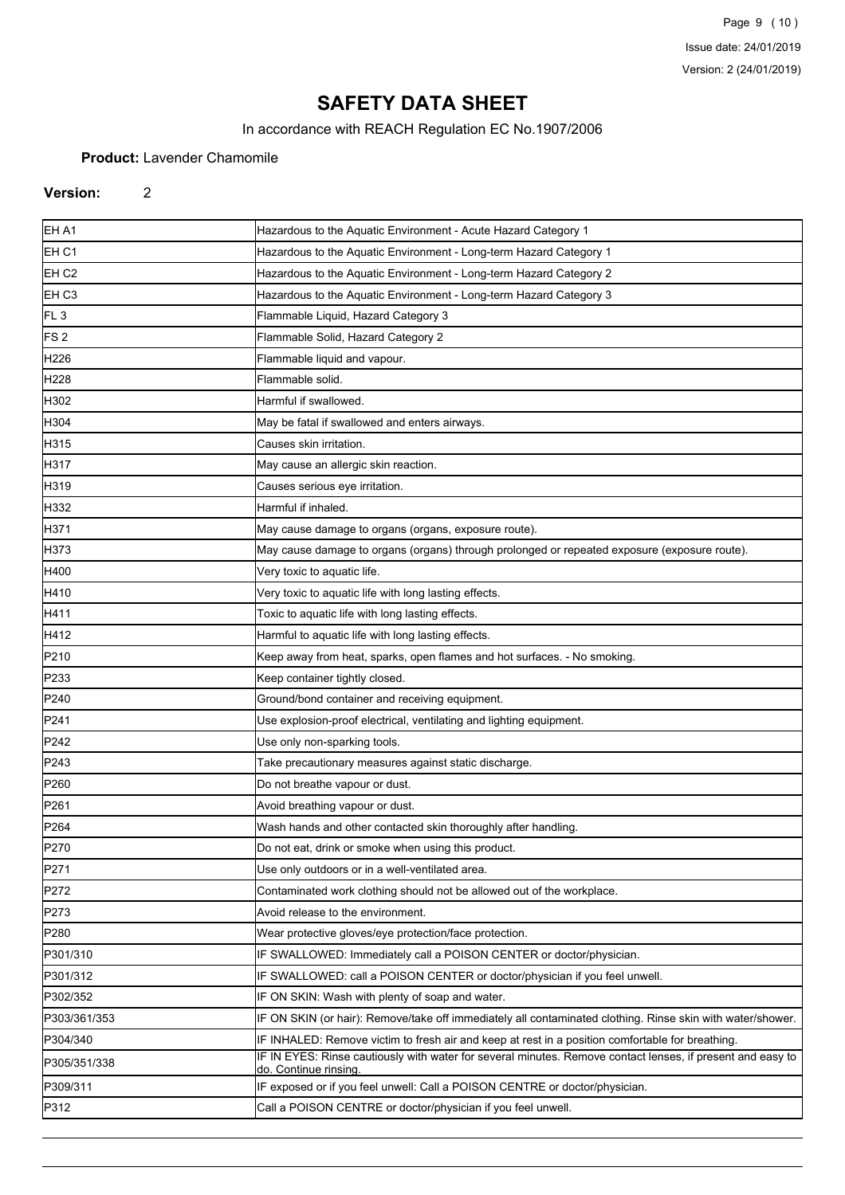# SAFETY DATA SHEET

In accordance with REACH Regulation EC No.1907/2006

**Product:** Lavender Chamomile

**Version:** 2

| | |
|---|---|
| EH A1 | Hazardous to the Aquatic Environment - Acute Hazard Category 1 |
| EH C1 | Hazardous to the Aquatic Environment - Long-term Hazard Category 1 |
| EH C2 | Hazardous to the Aquatic Environment - Long-term Hazard Category 2 |
| EH C3 | Hazardous to the Aquatic Environment - Long-term Hazard Category 3 |
| FL 3 | Flammable Liquid, Hazard Category 3 |
| FS 2 | Flammable Solid, Hazard Category 2 |
| H226 | Flammable liquid and vapour. |
| H228 | Flammable solid. |
| H302 | Harmful if swallowed. |
| H304 | May be fatal if swallowed and enters airways. |
| H315 | Causes skin irritation. |
| H317 | May cause an allergic skin reaction. |
| H319 | Causes serious eye irritation. |
| H332 | Harmful if inhaled. |
| H371 | May cause damage to organs (organs, exposure route). |
| H373 | May cause damage to organs (organs) through prolonged or repeated exposure (exposure route). |
| H400 | Very toxic to aquatic life. |
| H410 | Very toxic to aquatic life with long lasting effects. |
| H411 | Toxic to aquatic life with long lasting effects. |
| H412 | Harmful to aquatic life with long lasting effects. |
| P210 | Keep away from heat, sparks, open flames and hot surfaces. - No smoking. |
| P233 | Keep container tightly closed. |
| P240 | Ground/bond container and receiving equipment. |
| P241 | Use explosion-proof electrical, ventilating and lighting equipment. |
| P242 | Use only non-sparking tools. |
| P243 | Take precautionary measures against static discharge. |
| P260 | Do not breathe vapour or dust. |
| P261 | Avoid breathing vapour or dust. |
| P264 | Wash hands and other contacted skin thoroughly after handling. |
| P270 | Do not eat, drink or smoke when using this product. |
| P271 | Use only outdoors or in a well-ventilated area. |
| P272 | Contaminated work clothing should not be allowed out of the workplace. |
| P273 | Avoid release to the environment. |
| P280 | Wear protective gloves/eye protection/face protection. |
| P301/310 | IF SWALLOWED: Immediately call a POISON CENTER or doctor/physician. |
| P301/312 | IF SWALLOWED: call a POISON CENTER or doctor/physician if you feel unwell. |
| P302/352 | IF ON SKIN: Wash with plenty of soap and water. |
| P303/361/353 | IF ON SKIN (or hair): Remove/take off immediately all contaminated clothing. Rinse skin with water/shower. |
| P304/340 | IF INHALED: Remove victim to fresh air and keep at rest in a position comfortable for breathing. |
| P305/351/338 | IF IN EYES: Rinse cautiously with water for several minutes. Remove contact lenses, if present and easy to do. Continue rinsing. |
| P309/311 | IF exposed or if you feel unwell: Call a POISON CENTRE or doctor/physician. |
| P312 | Call a POISON CENTRE or doctor/physician if you feel unwell. |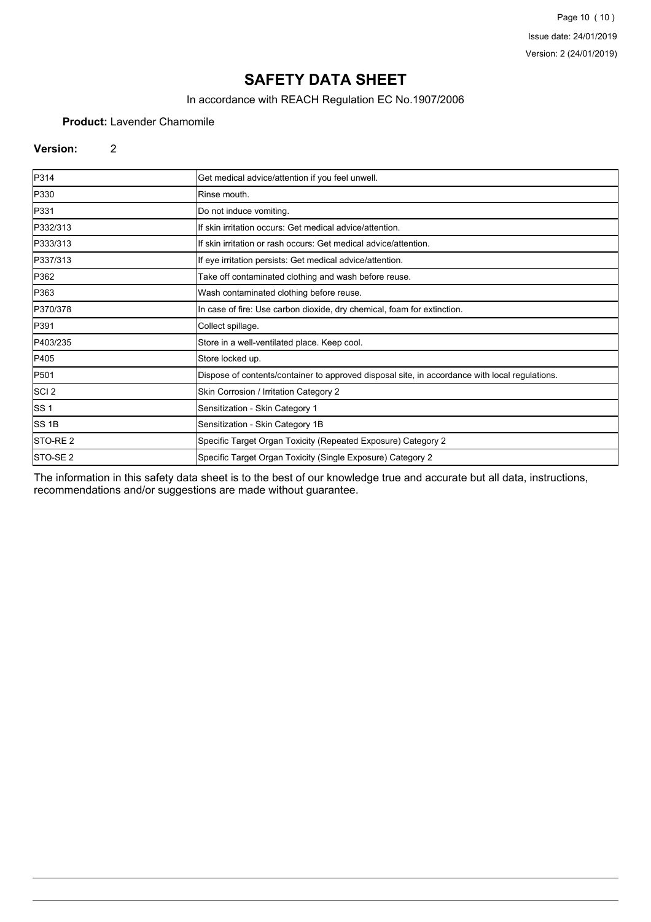# SAFETY DATA SHEET

In accordance with REACH Regulation EC No.1907/2006

**Product:** Lavender Chamomile

**Version:** 2

| | |
|---|---|
| P314 | Get medical advice/attention if you feel unwell. |
| P330 | Rinse mouth. |
| P331 | Do not induce vomiting. |
| P332/313 | If skin irritation occurs: Get medical advice/attention. |
| P333/313 | If skin irritation or rash occurs: Get medical advice/attention. |
| P337/313 | If eye irritation persists: Get medical advice/attention. |
| P362 | Take off contaminated clothing and wash before reuse. |
| P363 | Wash contaminated clothing before reuse. |
| P370/378 | In case of fire: Use carbon dioxide, dry chemical, foam for extinction. |
| P391 | Collect spillage. |
| P403/235 | Store in a well-ventilated place. Keep cool. |
| P405 | Store locked up. |
| P501 | Dispose of contents/container to approved disposal site, in accordance with local regulations. |
| SCI 2 | Skin Corrosion / Irritation Category 2 |
| SS 1 | Sensitization - Skin Category 1 |
| SS 1B | Sensitization - Skin Category 1B |
| STO-RE 2 | Specific Target Organ Toxicity (Repeated Exposure) Category 2 |
| STO-SE 2 | Specific Target Organ Toxicity (Single Exposure) Category 2 |

The information in this safety data sheet is to the best of our knowledge true and accurate but all data, instructions, recommendations and/or suggestions are made without guarantee.